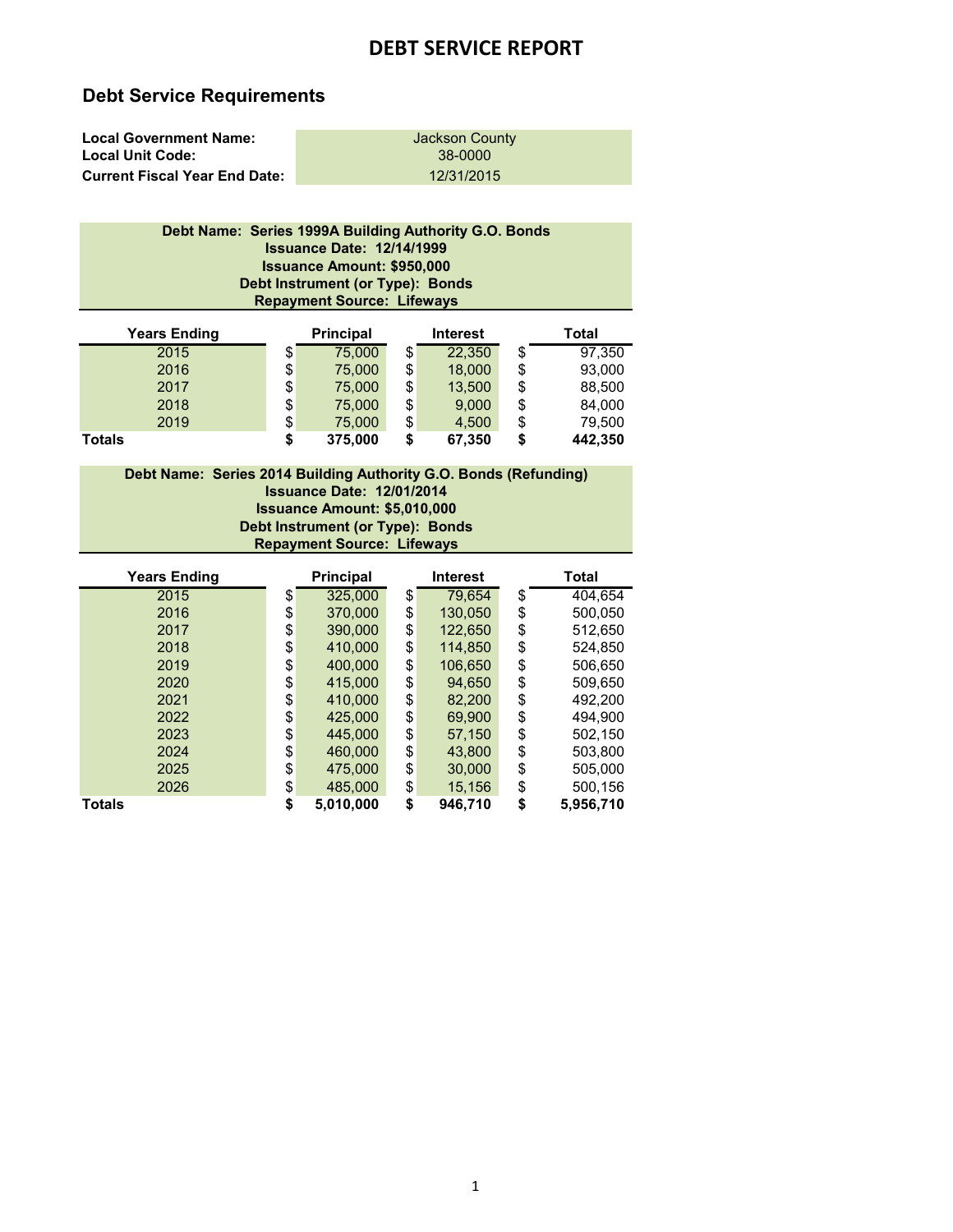# DEBT SERVICE REPORT

## Debt Service Requirements

| | |
|---|---|
| **Local Government Name:** | Jackson County |
| **Local Unit Code:** | 38-0000 |
| **Current Fiscal Year End Date:** | 12/31/2015 |

**Debt Name: Series 1999A Building Authority G.O. Bonds**
**Issuance Date: 12/14/1999**
**Issuance Amount: $950,000**
**Debt Instrument (or Type): Bonds**
**Repayment Source: Lifeways**

| Years Ending | Principal | Interest | Total |
|---|---|---|---|
| 2015 | $ 75,000 | $ 22,350 | $ 97,350 |
| 2016 | $ 75,000 | $ 18,000 | $ 93,000 |
| 2017 | $ 75,000 | $ 13,500 | $ 88,500 |
| 2018 | $ 75,000 | $ 9,000 | $ 84,000 |
| 2019 | $ 75,000 | $ 4,500 | $ 79,500 |
| **Totals** | **$ 375,000** | **$ 67,350** | **$ 442,350** |

**Debt Name: Series 2014 Building Authority G.O. Bonds (Refunding)**
**Issuance Date: 12/01/2014**
**Issuance Amount: $5,010,000**
**Debt Instrument (or Type): Bonds**
**Repayment Source: Lifeways**

| Years Ending | Principal | Interest | Total |
|---|---|---|---|
| 2015 | $ 325,000 | $ 79,654 | $ 404,654 |
| 2016 | $ 370,000 | $ 130,050 | $ 500,050 |
| 2017 | $ 390,000 | $ 122,650 | $ 512,650 |
| 2018 | $ 410,000 | $ 114,850 | $ 524,850 |
| 2019 | $ 400,000 | $ 106,650 | $ 506,650 |
| 2020 | $ 415,000 | $ 94,650 | $ 509,650 |
| 2021 | $ 410,000 | $ 82,200 | $ 492,200 |
| 2022 | $ 425,000 | $ 69,900 | $ 494,900 |
| 2023 | $ 445,000 | $ 57,150 | $ 502,150 |
| 2024 | $ 460,000 | $ 43,800 | $ 503,800 |
| 2025 | $ 475,000 | $ 30,000 | $ 505,000 |
| 2026 | $ 485,000 | $ 15,156 | $ 500,156 |
| **Totals** | **$ 5,010,000** | **$ 946,710** | **$ 5,956,710** |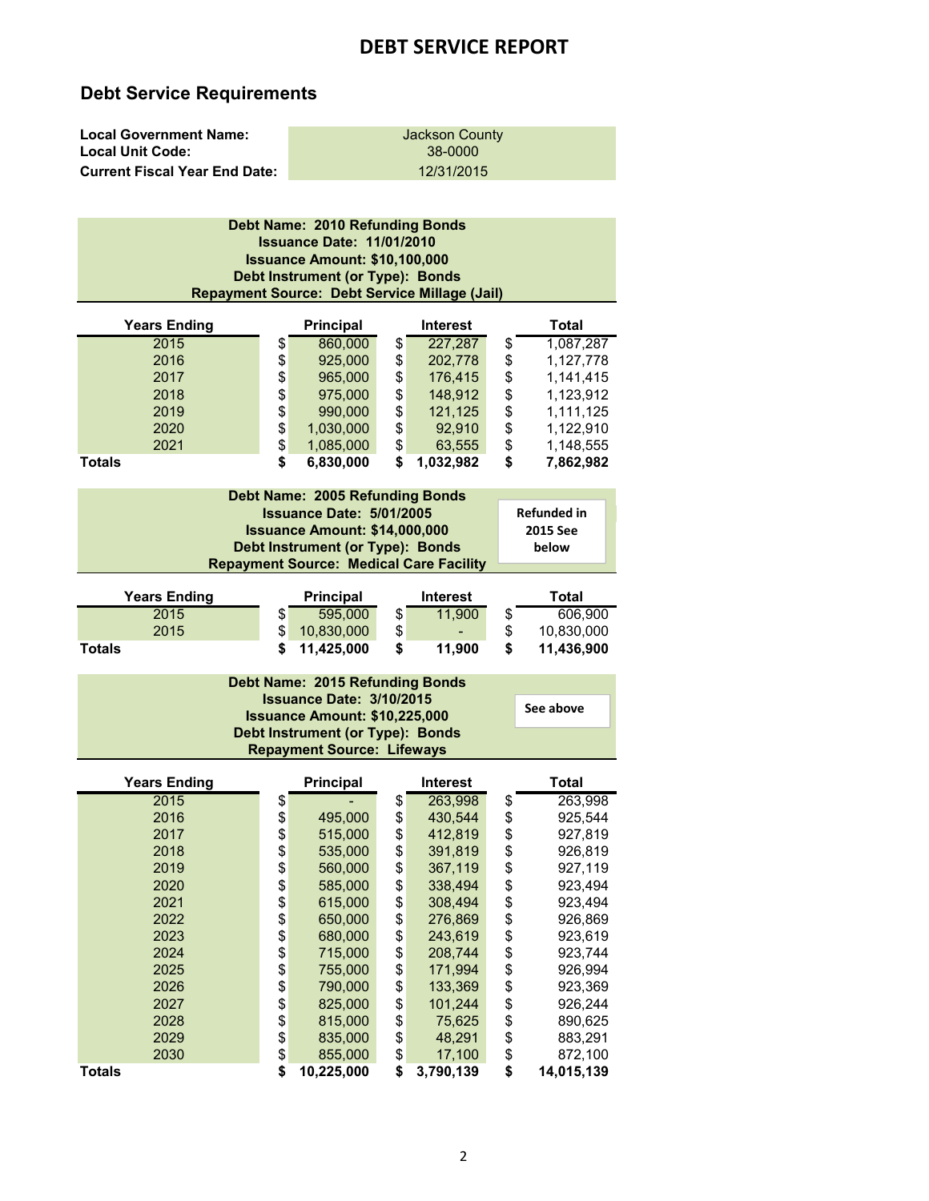# DEBT SERVICE REPORT

## Debt Service Requirements

| | |
|---|---|
| **Local Government Name:** | Jackson County |
| **Local Unit Code:** | 38-0000 |
| **Current Fiscal Year End Date:** | 12/31/2015 |

**Debt Name: 2010 Refunding Bonds**
**Issuance Date: 11/01/2010**
**Issuance Amount: $10,100,000**
**Debt Instrument (or Type): Bonds**
**Repayment Source: Debt Service Millage (Jail)**

| Years Ending | Principal | Interest | Total |
|---|---|---|---|
| 2015 | $ 860,000 | $ 227,287 | $ 1,087,287 |
| 2016 | $ 925,000 | $ 202,778 | $ 1,127,778 |
| 2017 | $ 965,000 | $ 176,415 | $ 1,141,415 |
| 2018 | $ 975,000 | $ 148,912 | $ 1,123,912 |
| 2019 | $ 990,000 | $ 121,125 | $ 1,111,125 |
| 2020 | $ 1,030,000 | $ 92,910 | $ 1,122,910 |
| 2021 | $ 1,085,000 | $ 63,555 | $ 1,148,555 |
| **Totals** | **$ 6,830,000** | **$ 1,032,982** | **$ 7,862,982** |

**Debt Name: 2005 Refunding Bonds**
**Issuance Date: 5/01/2005**
**Issuance Amount: $14,000,000**
**Debt Instrument (or Type): Bonds**
**Repayment Source: Medical Care Facility**

**Refunded in 2015 See below**

| Years Ending | Principal | Interest | Total |
|---|---|---|---|
| 2015 | $ 595,000 | $ 11,900 | $ 606,900 |
| 2015 | $ 10,830,000 | $ - | $ 10,830,000 |
| **Totals** | **$ 11,425,000** | **$ 11,900** | **$ 11,436,900** |

**Debt Name: 2015 Refunding Bonds**
**Issuance Date: 3/10/2015**
**Issuance Amount: $10,225,000**
**Debt Instrument (or Type): Bonds**
**Repayment Source: Lifeways**

**See above**

| Years Ending | Principal | Interest | Total |
|---|---|---|---|
| 2015 | $ - | $ 263,998 | $ 263,998 |
| 2016 | $ 495,000 | $ 430,544 | $ 925,544 |
| 2017 | $ 515,000 | $ 412,819 | $ 927,819 |
| 2018 | $ 535,000 | $ 391,819 | $ 926,819 |
| 2019 | $ 560,000 | $ 367,119 | $ 927,119 |
| 2020 | $ 585,000 | $ 338,494 | $ 923,494 |
| 2021 | $ 615,000 | $ 308,494 | $ 923,494 |
| 2022 | $ 650,000 | $ 276,869 | $ 926,869 |
| 2023 | $ 680,000 | $ 243,619 | $ 923,619 |
| 2024 | $ 715,000 | $ 208,744 | $ 923,744 |
| 2025 | $ 755,000 | $ 171,994 | $ 926,994 |
| 2026 | $ 790,000 | $ 133,369 | $ 923,369 |
| 2027 | $ 825,000 | $ 101,244 | $ 926,244 |
| 2028 | $ 815,000 | $ 75,625 | $ 890,625 |
| 2029 | $ 835,000 | $ 48,291 | $ 883,291 |
| 2030 | $ 855,000 | $ 17,100 | $ 872,100 |
| **Totals** | **$ 10,225,000** | **$ 3,790,139** | **$ 14,015,139** |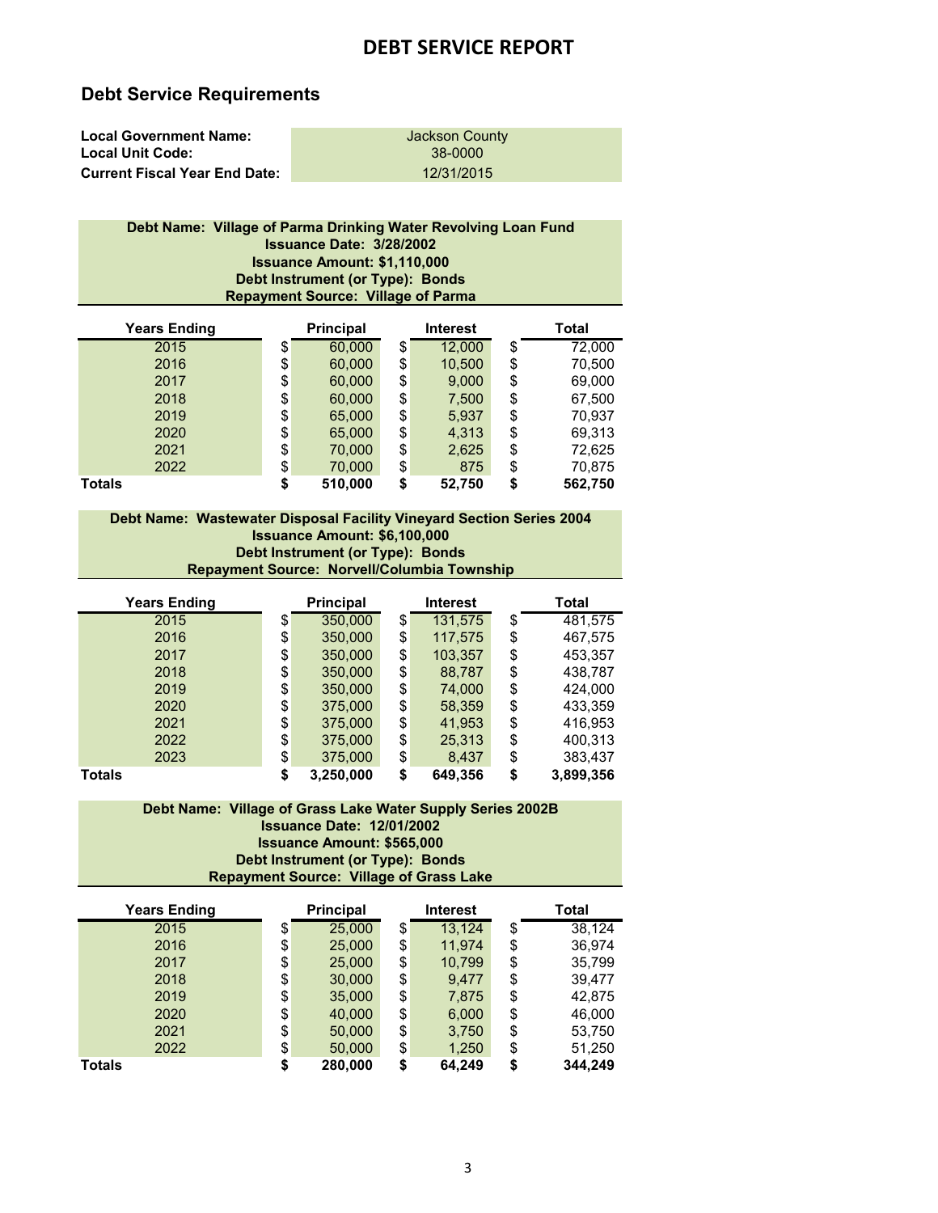# DEBT SERVICE REPORT

## Debt Service Requirements

| | |
|---|---|
| **Local Government Name:** | Jackson County |
| **Local Unit Code:** | 38-0000 |
| **Current Fiscal Year End Date:** | 12/31/2015 |

**Debt Name: Village of Parma Drinking Water Revolving Loan Fund**
**Issuance Date: 3/28/2002**
**Issuance Amount: $1,110,000**
**Debt Instrument (or Type): Bonds**
**Repayment Source: Village of Parma**

| Years Ending | Principal | Interest | Total |
|---|---|---|---|
| 2015 | $ 60,000 | $ 12,000 | $ 72,000 |
| 2016 | $ 60,000 | $ 10,500 | $ 70,500 |
| 2017 | $ 60,000 | $ 9,000 | $ 69,000 |
| 2018 | $ 60,000 | $ 7,500 | $ 67,500 |
| 2019 | $ 65,000 | $ 5,937 | $ 70,937 |
| 2020 | $ 65,000 | $ 4,313 | $ 69,313 |
| 2021 | $ 70,000 | $ 2,625 | $ 72,625 |
| 2022 | $ 70,000 | $ 875 | $ 70,875 |
| **Totals** | **$ 510,000** | **$ 52,750** | **$ 562,750** |

**Debt Name: Wastewater Disposal Facility Vineyard Section Series 2004**
**Issuance Amount: $6,100,000**
**Debt Instrument (or Type): Bonds**
**Repayment Source: Norvell/Columbia Township**

| Years Ending | Principal | Interest | Total |
|---|---|---|---|
| 2015 | $ 350,000 | $ 131,575 | $ 481,575 |
| 2016 | $ 350,000 | $ 117,575 | $ 467,575 |
| 2017 | $ 350,000 | $ 103,357 | $ 453,357 |
| 2018 | $ 350,000 | $ 88,787 | $ 438,787 |
| 2019 | $ 350,000 | $ 74,000 | $ 424,000 |
| 2020 | $ 375,000 | $ 58,359 | $ 433,359 |
| 2021 | $ 375,000 | $ 41,953 | $ 416,953 |
| 2022 | $ 375,000 | $ 25,313 | $ 400,313 |
| 2023 | $ 375,000 | $ 8,437 | $ 383,437 |
| **Totals** | **$ 3,250,000** | **$ 649,356** | **$ 3,899,356** |

**Debt Name: Village of Grass Lake Water Supply Series 2002B**
**Issuance Date: 12/01/2002**
**Issuance Amount: $565,000**
**Debt Instrument (or Type): Bonds**
**Repayment Source: Village of Grass Lake**

| Years Ending | Principal | Interest | Total |
|---|---|---|---|
| 2015 | $ 25,000 | $ 13,124 | $ 38,124 |
| 2016 | $ 25,000 | $ 11,974 | $ 36,974 |
| 2017 | $ 25,000 | $ 10,799 | $ 35,799 |
| 2018 | $ 30,000 | $ 9,477 | $ 39,477 |
| 2019 | $ 35,000 | $ 7,875 | $ 42,875 |
| 2020 | $ 40,000 | $ 6,000 | $ 46,000 |
| 2021 | $ 50,000 | $ 3,750 | $ 53,750 |
| 2022 | $ 50,000 | $ 1,250 | $ 51,250 |
| **Totals** | **$ 280,000** | **$ 64,249** | **$ 344,249** |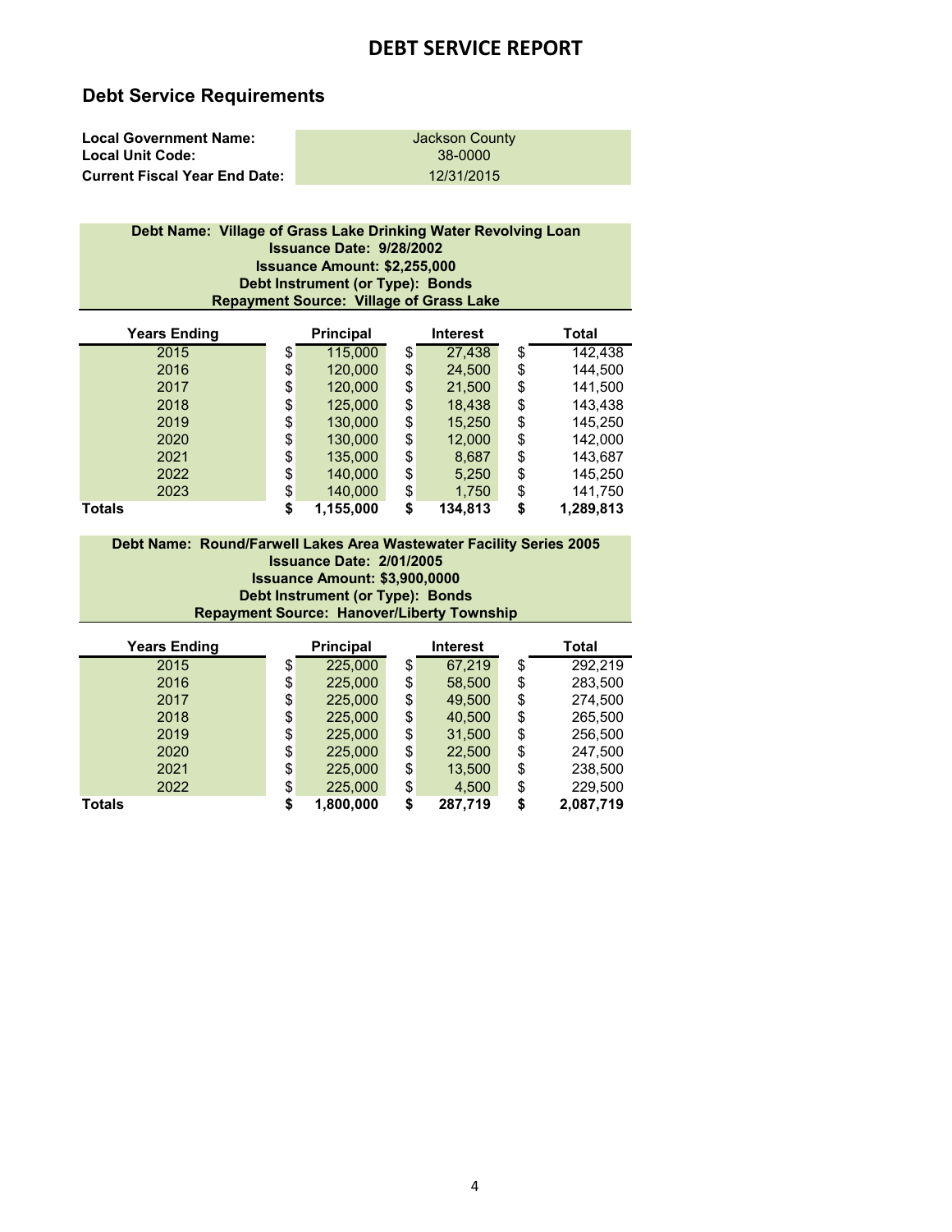# DEBT SERVICE REPORT

## Debt Service Requirements

| | |
|---|---|
| **Local Government Name:** | Jackson County |
| **Local Unit Code:** | 38-0000 |
| **Current Fiscal Year End Date:** | 12/31/2015 |

**Debt Name: Village of Grass Lake Drinking Water Revolving Loan**
**Issuance Date: 9/28/2002**
**Issuance Amount: $2,255,000**
**Debt Instrument (or Type): Bonds**
**Repayment Source: Village of Grass Lake**

| Years Ending | Principal | Interest | Total |
|---|---|---|---|
| 2015 | $ 115,000 | $ 27,438 | $ 142,438 |
| 2016 | $ 120,000 | $ 24,500 | $ 144,500 |
| 2017 | $ 120,000 | $ 21,500 | $ 141,500 |
| 2018 | $ 125,000 | $ 18,438 | $ 143,438 |
| 2019 | $ 130,000 | $ 15,250 | $ 145,250 |
| 2020 | $ 130,000 | $ 12,000 | $ 142,000 |
| 2021 | $ 135,000 | $ 8,687 | $ 143,687 |
| 2022 | $ 140,000 | $ 5,250 | $ 145,250 |
| 2023 | $ 140,000 | $ 1,750 | $ 141,750 |
| **Totals** | **$ 1,155,000** | **$ 134,813** | **$ 1,289,813** |

**Debt Name: Round/Farwell Lakes Area Wastewater Facility Series 2005**
**Issuance Date: 2/01/2005**
**Issuance Amount: $3,900,0000**
**Debt Instrument (or Type): Bonds**
**Repayment Source: Hanover/Liberty Township**

| Years Ending | Principal | Interest | Total |
|---|---|---|---|
| 2015 | $ 225,000 | $ 67,219 | $ 292,219 |
| 2016 | $ 225,000 | $ 58,500 | $ 283,500 |
| 2017 | $ 225,000 | $ 49,500 | $ 274,500 |
| 2018 | $ 225,000 | $ 40,500 | $ 265,500 |
| 2019 | $ 225,000 | $ 31,500 | $ 256,500 |
| 2020 | $ 225,000 | $ 22,500 | $ 247,500 |
| 2021 | $ 225,000 | $ 13,500 | $ 238,500 |
| 2022 | $ 225,000 | $ 4,500 | $ 229,500 |
| **Totals** | **$ 1,800,000** | **$ 287,719** | **$ 2,087,719** |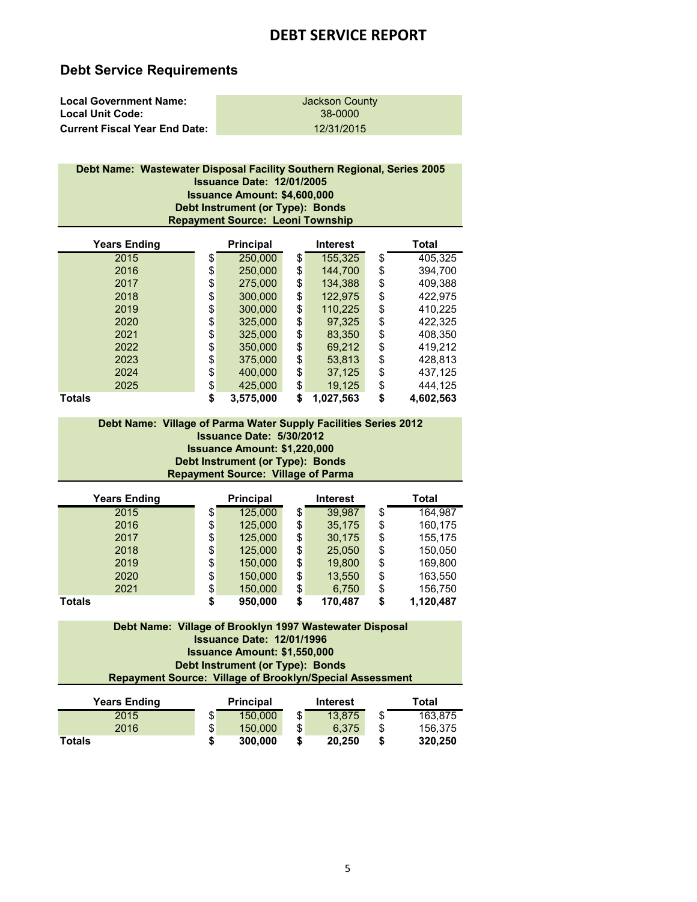# DEBT SERVICE REPORT

## Debt Service Requirements

| | |
|---|---|
| **Local Government Name:** | Jackson County |
| **Local Unit Code:** | 38-0000 |
| **Current Fiscal Year End Date:** | 12/31/2015 |

**Debt Name: Wastewater Disposal Facility Southern Regional, Series 2005**
**Issuance Date: 12/01/2005**
**Issuance Amount: $4,600,000**
**Debt Instrument (or Type): Bonds**
**Repayment Source: Leoni Township**

| Years Ending | Principal | Interest | Total |
|---|---|---|---|
| 2015 | $ 250,000 | $ 155,325 | $ 405,325 |
| 2016 | $ 250,000 | $ 144,700 | $ 394,700 |
| 2017 | $ 275,000 | $ 134,388 | $ 409,388 |
| 2018 | $ 300,000 | $ 122,975 | $ 422,975 |
| 2019 | $ 300,000 | $ 110,225 | $ 410,225 |
| 2020 | $ 325,000 | $ 97,325 | $ 422,325 |
| 2021 | $ 325,000 | $ 83,350 | $ 408,350 |
| 2022 | $ 350,000 | $ 69,212 | $ 419,212 |
| 2023 | $ 375,000 | $ 53,813 | $ 428,813 |
| 2024 | $ 400,000 | $ 37,125 | $ 437,125 |
| 2025 | $ 425,000 | $ 19,125 | $ 444,125 |
| **Totals** | **$ 3,575,000** | **$ 1,027,563** | **$ 4,602,563** |

**Debt Name: Village of Parma Water Supply Facilities Series 2012**
**Issuance Date: 5/30/2012**
**Issuance Amount: $1,220,000**
**Debt Instrument (or Type): Bonds**
**Repayment Source: Village of Parma**

| Years Ending | Principal | Interest | Total |
|---|---|---|---|
| 2015 | $ 125,000 | $ 39,987 | $ 164,987 |
| 2016 | $ 125,000 | $ 35,175 | $ 160,175 |
| 2017 | $ 125,000 | $ 30,175 | $ 155,175 |
| 2018 | $ 125,000 | $ 25,050 | $ 150,050 |
| 2019 | $ 150,000 | $ 19,800 | $ 169,800 |
| 2020 | $ 150,000 | $ 13,550 | $ 163,550 |
| 2021 | $ 150,000 | $ 6,750 | $ 156,750 |
| **Totals** | **$ 950,000** | **$ 170,487** | **$ 1,120,487** |

**Debt Name: Village of Brooklyn 1997 Wastewater Disposal**
**Issuance Date: 12/01/1996**
**Issuance Amount: $1,550,000**
**Debt Instrument (or Type): Bonds**
**Repayment Source: Village of Brooklyn/Special Assessment**

| Years Ending | Principal | Interest | Total |
|---|---|---|---|
| 2015 | $ 150,000 | $ 13,875 | $ 163,875 |
| 2016 | $ 150,000 | $ 6,375 | $ 156,375 |
| **Totals** | **$ 300,000** | **$ 20,250** | **$ 320,250** |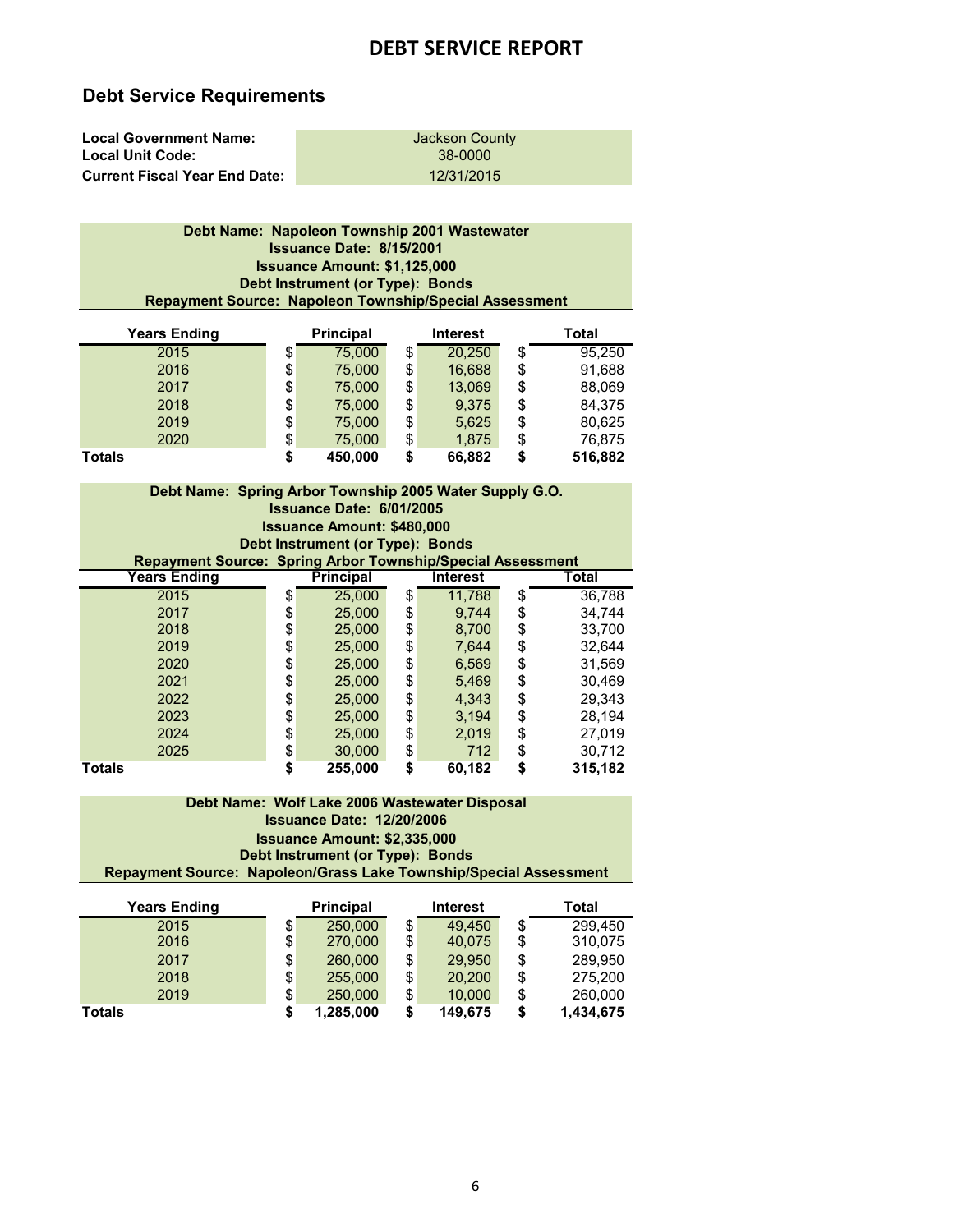# DEBT SERVICE REPORT

## Debt Service Requirements

| | |
|---|---|
| **Local Government Name:** | Jackson County |
| **Local Unit Code:** | 38-0000 |
| **Current Fiscal Year End Date:** | 12/31/2015 |

**Debt Name: Napoleon Township 2001 Wastewater**
**Issuance Date: 8/15/2001**
**Issuance Amount: $1,125,000**
**Debt Instrument (or Type): Bonds**
**Repayment Source: Napoleon Township/Special Assessment**

| Years Ending | Principal | Interest | Total |
|---|---|---|---|
| 2015 | $ 75,000 | $ 20,250 | $ 95,250 |
| 2016 | $ 75,000 | $ 16,688 | $ 91,688 |
| 2017 | $ 75,000 | $ 13,069 | $ 88,069 |
| 2018 | $ 75,000 | $ 9,375 | $ 84,375 |
| 2019 | $ 75,000 | $ 5,625 | $ 80,625 |
| 2020 | $ 75,000 | $ 1,875 | $ 76,875 |
| **Totals** | **$ 450,000** | **$ 66,882** | **$ 516,882** |

**Debt Name: Spring Arbor Township 2005 Water Supply G.O.**
**Issuance Date: 6/01/2005**
**Issuance Amount: $480,000**
**Debt Instrument (or Type): Bonds**
**Repayment Source: Spring Arbor Township/Special Assessment**

| Years Ending | Principal | Interest | Total |
|---|---|---|---|
| 2015 | $ 25,000 | $ 11,788 | $ 36,788 |
| 2017 | $ 25,000 | $ 9,744 | $ 34,744 |
| 2018 | $ 25,000 | $ 8,700 | $ 33,700 |
| 2019 | $ 25,000 | $ 7,644 | $ 32,644 |
| 2020 | $ 25,000 | $ 6,569 | $ 31,569 |
| 2021 | $ 25,000 | $ 5,469 | $ 30,469 |
| 2022 | $ 25,000 | $ 4,343 | $ 29,343 |
| 2023 | $ 25,000 | $ 3,194 | $ 28,194 |
| 2024 | $ 25,000 | $ 2,019 | $ 27,019 |
| 2025 | $ 30,000 | $ 712 | $ 30,712 |
| **Totals** | **$ 255,000** | **$ 60,182** | **$ 315,182** |

**Debt Name: Wolf Lake 2006 Wastewater Disposal**
**Issuance Date: 12/20/2006**
**Issuance Amount: $2,335,000**
**Debt Instrument (or Type): Bonds**
**Repayment Source: Napoleon/Grass Lake Township/Special Assessment**

| Years Ending | Principal | Interest | Total |
|---|---|---|---|
| 2015 | $ 250,000 | $ 49,450 | $ 299,450 |
| 2016 | $ 270,000 | $ 40,075 | $ 310,075 |
| 2017 | $ 260,000 | $ 29,950 | $ 289,950 |
| 2018 | $ 255,000 | $ 20,200 | $ 275,200 |
| 2019 | $ 250,000 | $ 10,000 | $ 260,000 |
| **Totals** | **$ 1,285,000** | **$ 149,675** | **$ 1,434,675** |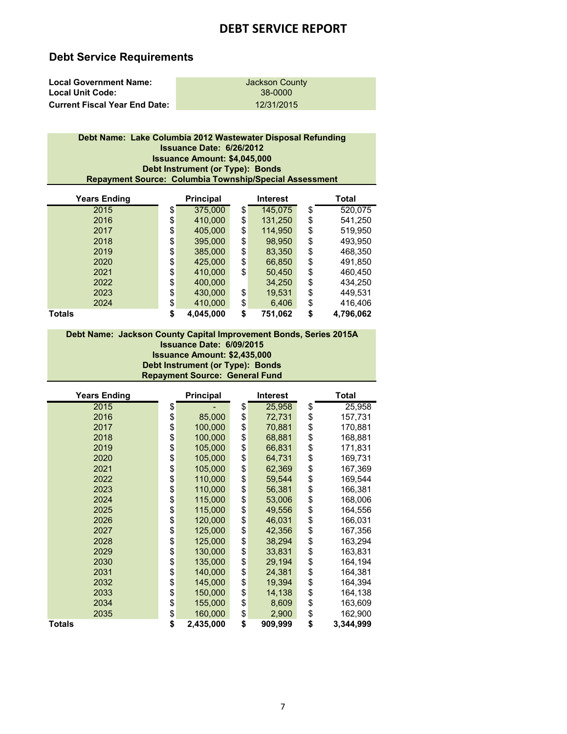# DEBT SERVICE REPORT

## Debt Service Requirements

| | |
|---|---|
| **Local Government Name:** | Jackson County |
| **Local Unit Code:** | 38-0000 |
| **Current Fiscal Year End Date:** | 12/31/2015 |

**Debt Name: Lake Columbia 2012 Wastewater Disposal Refunding**
**Issuance Date: 6/26/2012**
**Issuance Amount: $4,045,000**
**Debt Instrument (or Type): Bonds**
**Repayment Source: Columbia Township/Special Assessment**

| Years Ending | Principal | Interest | Total |
|---|---|---|---|
| 2015 | $ 375,000 | $ 145,075 | $ 520,075 |
| 2016 | $ 410,000 | $ 131,250 | $ 541,250 |
| 2017 | $ 405,000 | $ 114,950 | $ 519,950 |
| 2018 | $ 395,000 | $ 98,950 | $ 493,950 |
| 2019 | $ 385,000 | $ 83,350 | $ 468,350 |
| 2020 | $ 425,000 | $ 66,850 | $ 491,850 |
| 2021 | $ 410,000 | $ 50,450 | $ 460,450 |
| 2022 | $ 400,000 | 34,250 | $ 434,250 |
| 2023 | $ 430,000 | $ 19,531 | $ 449,531 |
| 2024 | $ 410,000 | $ 6,406 | $ 416,406 |
| **Totals** | **$ 4,045,000** | **$ 751,062** | **$ 4,796,062** |

**Debt Name: Jackson County Capital Improvement Bonds, Series 2015A**
**Issuance Date: 6/09/2015**
**Issuance Amount: $2,435,000**
**Debt Instrument (or Type): Bonds**
**Repayment Source: General Fund**

| Years Ending | Principal | Interest | Total |
|---|---|---|---|
| 2015 | $ - | $ 25,958 | $ 25,958 |
| 2016 | $ 85,000 | $ 72,731 | $ 157,731 |
| 2017 | $ 100,000 | $ 70,881 | $ 170,881 |
| 2018 | $ 100,000 | $ 68,881 | $ 168,881 |
| 2019 | $ 105,000 | $ 66,831 | $ 171,831 |
| 2020 | $ 105,000 | $ 64,731 | $ 169,731 |
| 2021 | $ 105,000 | $ 62,369 | $ 167,369 |
| 2022 | $ 110,000 | $ 59,544 | $ 169,544 |
| 2023 | $ 110,000 | $ 56,381 | $ 166,381 |
| 2024 | $ 115,000 | $ 53,006 | $ 168,006 |
| 2025 | $ 115,000 | $ 49,556 | $ 164,556 |
| 2026 | $ 120,000 | $ 46,031 | $ 166,031 |
| 2027 | $ 125,000 | $ 42,356 | $ 167,356 |
| 2028 | $ 125,000 | $ 38,294 | $ 163,294 |
| 2029 | $ 130,000 | $ 33,831 | $ 163,831 |
| 2030 | $ 135,000 | $ 29,194 | $ 164,194 |
| 2031 | $ 140,000 | $ 24,381 | $ 164,381 |
| 2032 | $ 145,000 | $ 19,394 | $ 164,394 |
| 2033 | $ 150,000 | $ 14,138 | $ 164,138 |
| 2034 | $ 155,000 | $ 8,609 | $ 163,609 |
| 2035 | $ 160,000 | $ 2,900 | $ 162,900 |
| **Totals** | **$ 2,435,000** | **$ 909,999** | **$ 3,344,999** |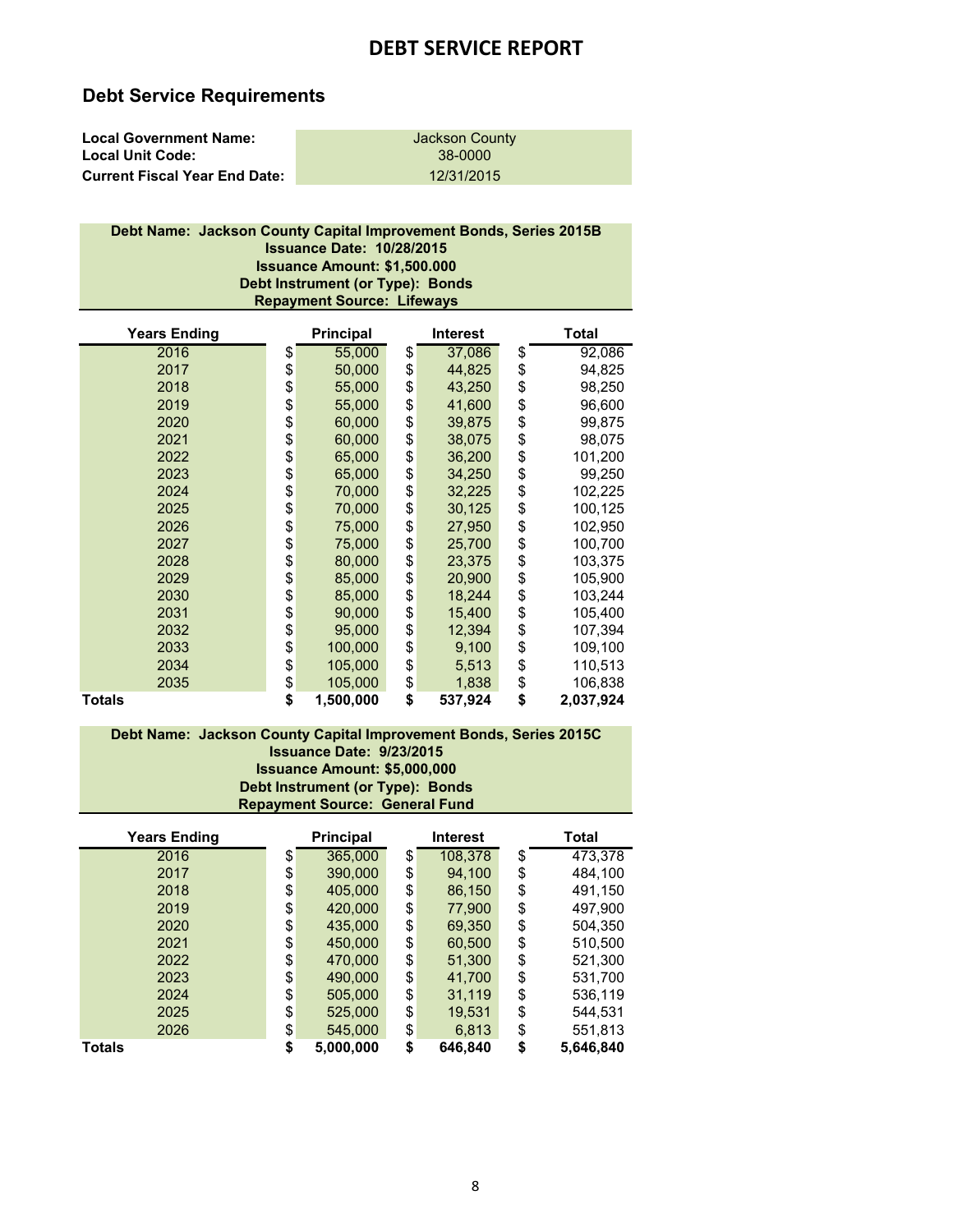# DEBT SERVICE REPORT

## Debt Service Requirements

| | |
|---|---|
| **Local Government Name:** | Jackson County |
| **Local Unit Code:** | 38-0000 |
| **Current Fiscal Year End Date:** | 12/31/2015 |

**Debt Name: Jackson County Capital Improvement Bonds, Series 2015B**
**Issuance Date: 10/28/2015**
**Issuance Amount: $1,500.000**
**Debt Instrument (or Type): Bonds**
**Repayment Source: Lifeways**

| Years Ending | Principal | Interest | Total |
|---|---|---|---|
| 2016 | $ 55,000 | $ 37,086 | $ 92,086 |
| 2017 | $ 50,000 | $ 44,825 | $ 94,825 |
| 2018 | $ 55,000 | $ 43,250 | $ 98,250 |
| 2019 | $ 55,000 | $ 41,600 | $ 96,600 |
| 2020 | $ 60,000 | $ 39,875 | $ 99,875 |
| 2021 | $ 60,000 | $ 38,075 | $ 98,075 |
| 2022 | $ 65,000 | $ 36,200 | $ 101,200 |
| 2023 | $ 65,000 | $ 34,250 | $ 99,250 |
| 2024 | $ 70,000 | $ 32,225 | $ 102,225 |
| 2025 | $ 70,000 | $ 30,125 | $ 100,125 |
| 2026 | $ 75,000 | $ 27,950 | $ 102,950 |
| 2027 | $ 75,000 | $ 25,700 | $ 100,700 |
| 2028 | $ 80,000 | $ 23,375 | $ 103,375 |
| 2029 | $ 85,000 | $ 20,900 | $ 105,900 |
| 2030 | $ 85,000 | $ 18,244 | $ 103,244 |
| 2031 | $ 90,000 | $ 15,400 | $ 105,400 |
| 2032 | $ 95,000 | $ 12,394 | $ 107,394 |
| 2033 | $ 100,000 | $ 9,100 | $ 109,100 |
| 2034 | $ 105,000 | $ 5,513 | $ 110,513 |
| 2035 | $ 105,000 | $ 1,838 | $ 106,838 |
| **Totals** | **$ 1,500,000** | **$ 537,924** | **$ 2,037,924** |

**Debt Name: Jackson County Capital Improvement Bonds, Series 2015C**
**Issuance Date: 9/23/2015**
**Issuance Amount: $5,000,000**
**Debt Instrument (or Type): Bonds**
**Repayment Source: General Fund**

| Years Ending | Principal | Interest | Total |
|---|---|---|---|
| 2016 | $ 365,000 | $ 108,378 | $ 473,378 |
| 2017 | $ 390,000 | $ 94,100 | $ 484,100 |
| 2018 | $ 405,000 | $ 86,150 | $ 491,150 |
| 2019 | $ 420,000 | $ 77,900 | $ 497,900 |
| 2020 | $ 435,000 | $ 69,350 | $ 504,350 |
| 2021 | $ 450,000 | $ 60,500 | $ 510,500 |
| 2022 | $ 470,000 | $ 51,300 | $ 521,300 |
| 2023 | $ 490,000 | $ 41,700 | $ 531,700 |
| 2024 | $ 505,000 | $ 31,119 | $ 536,119 |
| 2025 | $ 525,000 | $ 19,531 | $ 544,531 |
| 2026 | $ 545,000 | $ 6,813 | $ 551,813 |
| **Totals** | **$ 5,000,000** | **$ 646,840** | **$ 5,646,840** |